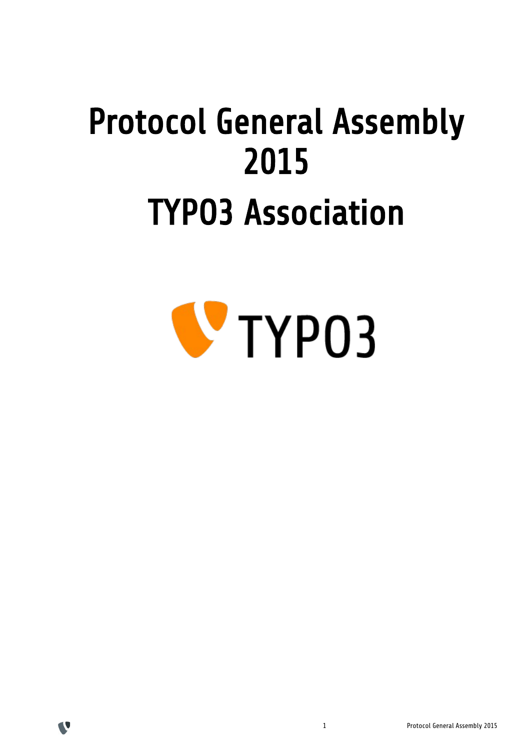# Protocol General Assembly 2015

# TYPO3 Association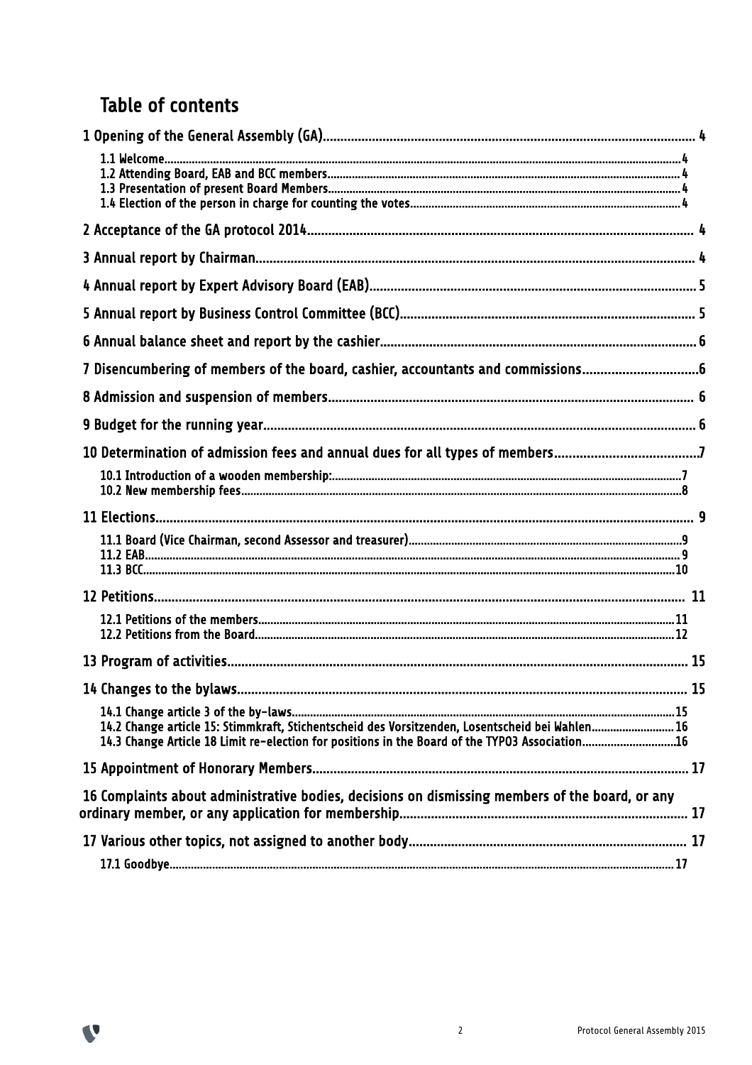# Table of contents

1 Opening of the General Assembly (GA) ... 4

- 1.1 Welcome ... 4
- 1.2 Attending Board, EAB and BCC members ... 4
- 1.3 Presentation of present Board Members ... 4
- 1.4 Election of the person in charge for counting the votes ... 4

2 Acceptance of the GA protocol 2014 ... 4

3 Annual report by Chairman ... 4

4 Annual report by Expert Advisory Board (EAB) ... 5

5 Annual report by Business Control Committee (BCC) ... 5

6 Annual balance sheet and report by the cashier ... 6

7 Disencumbering of members of the board, cashier, accountants and commissions ... 6

8 Admission and suspension of members ... 6

9 Budget for the running year ... 6

10 Determination of admission fees and annual dues for all types of members ... 7

- 10.1 Introduction of a wooden membership: ... 7
- 10.2 New membership fees ... 8

11 Elections ... 9

- 11.1 Board (Vice Chairman, second Assessor and treasurer) ... 9
- 11.2 EAB ... 9
- 11.3 BCC ... 10

12 Petitions ... 11

- 12.1 Petitions of the members ... 11
- 12.2 Petitions from the Board ... 12

13 Program of activities ... 15

14 Changes to the bylaws ... 15

- 14.1 Change article 3 of the by-laws ... 15
- 14.2 Change article 15: Stimmkraft, Stichentscheid des Vorsitzenden, Losentscheid bei Wahlen ... 16
- 14.3 Change Article 18 Limit re-election for positions in the Board of the TYPO3 Association ... 16

15 Appointment of Honorary Members ... 17

16 Complaints about administrative bodies, decisions on dismissing members of the board, or any ordinary member, or any application for membership ... 17

17 Various other topics, not assigned to another body ... 17

- 17.1 Goodbye ... 17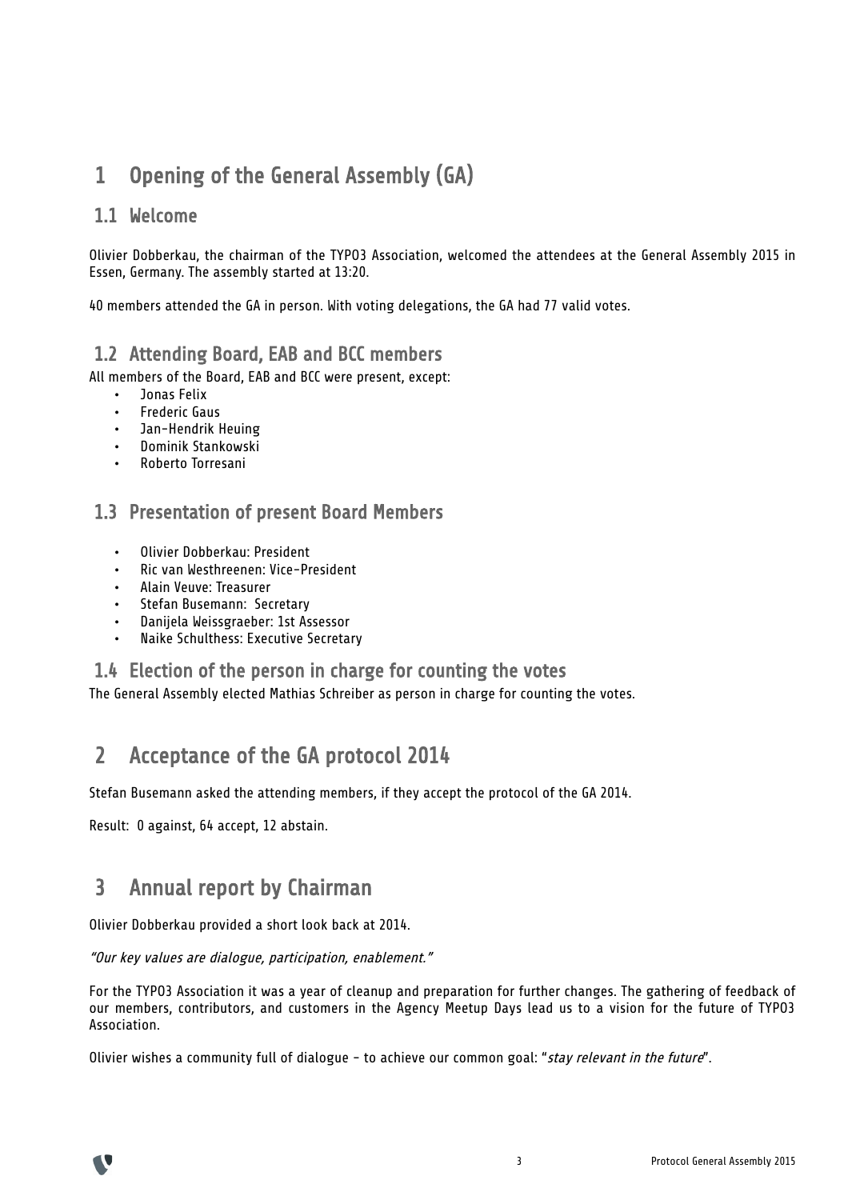# 1 Opening of the General Assembly (GA)

## 1.1 Welcome

Olivier Dobberkau, the chairman of the TYPO3 Association, welcomed the attendees at the General Assembly 2015 in Essen, Germany. The assembly started at 13:20.

40 members attended the GA in person. With voting delegations, the GA had 77 valid votes.

## 1.2 Attending Board, EAB and BCC members

All members of the Board, EAB and BCC were present, except:

- Jonas Felix
- Frederic Gaus
- Jan-Hendrik Heuing
- Dominik Stankowski
- Roberto Torresani

## 1.3 Presentation of present Board Members

- Olivier Dobberkau: President
- Ric van Westhreenen: Vice-President
- Alain Veuve: Treasurer
- Stefan Busemann: Secretary
- Danijela Weissgraeber: 1st Assessor
- Naike Schulthess: Executive Secretary

## 1.4 Election of the person in charge for counting the votes

The General Assembly elected Mathias Schreiber as person in charge for counting the votes.

# 2 Acceptance of the GA protocol 2014

Stefan Busemann asked the attending members, if they accept the protocol of the GA 2014.

Result: 0 against, 64 accept, 12 abstain.

# 3 Annual report by Chairman

Olivier Dobberkau provided a short look back at 2014.

*"Our key values are dialogue, participation, enablement."*

For the TYPO3 Association it was a year of cleanup and preparation for further changes. The gathering of feedback of our members, contributors, and customers in the Agency Meetup Days lead us to a vision for the future of TYPO3 Association.

Olivier wishes a community full of dialogue - to achieve our common goal: "*stay relevant in the future*".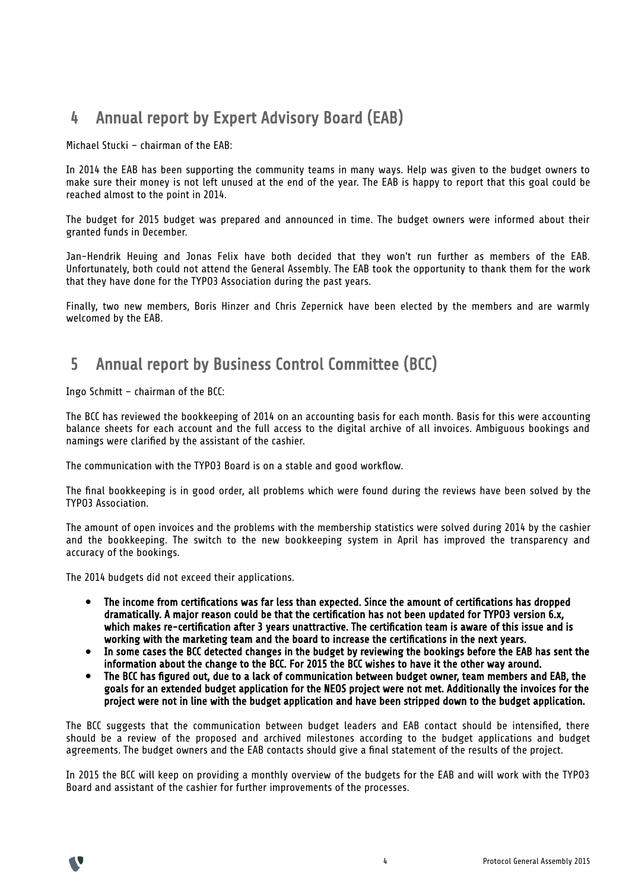# 4 Annual report by Expert Advisory Board (EAB)

Michael Stucki – chairman of the EAB:

In 2014 the EAB has been supporting the community teams in many ways. Help was given to the budget owners to make sure their money is not left unused at the end of the year. The EAB is happy to report that this goal could be reached almost to the point in 2014.

The budget for 2015 budget was prepared and announced in time. The budget owners were informed about their granted funds in December.

Jan-Hendrik Heuing and Jonas Felix have both decided that they won't run further as members of the EAB. Unfortunately, both could not attend the General Assembly. The EAB took the opportunity to thank them for the work that they have done for the TYPO3 Association during the past years.

Finally, two new members, Boris Hinzer and Chris Zepernick have been elected by the members and are warmly welcomed by the EAB.

# 5 Annual report by Business Control Committee (BCC)

Ingo Schmitt – chairman of the BCC:

The BCC has reviewed the bookkeeping of 2014 on an accounting basis for each month. Basis for this were accounting balance sheets for each account and the full access to the digital archive of all invoices. Ambiguous bookings and namings were clarified by the assistant of the cashier.

The communication with the TYPO3 Board is on a stable and good workflow.

The final bookkeeping is in good order, all problems which were found during the reviews have been solved by the TYPO3 Association.

The amount of open invoices and the problems with the membership statistics were solved during 2014 by the cashier and the bookkeeping. The switch to the new bookkeeping system in April has improved the transparency and accuracy of the bookings.

The 2014 budgets did not exceed their applications.

- **The income from certifications was far less than expected. Since the amount of certifications has dropped dramatically. A major reason could be that the certification has not been updated for TYPO3 version 6.x, which makes re-certification after 3 years unattractive. The certification team is aware of this issue and is working with the marketing team and the board to increase the certifications in the next years.**
- **In some cases the BCC detected changes in the budget by reviewing the bookings before the EAB has sent the information about the change to the BCC. For 2015 the BCC wishes to have it the other way around.**
- **The BCC has figured out, due to a lack of communication between budget owner, team members and EAB, the goals for an extended budget application for the NEOS project were not met. Additionally the invoices for the project were not in line with the budget application and have been stripped down to the budget application.**

The BCC suggests that the communication between budget leaders and EAB contact should be intensified, there should be a review of the proposed and archived milestones according to the budget applications and budget agreements. The budget owners and the EAB contacts should give a final statement of the results of the project.

In 2015 the BCC will keep on providing a monthly overview of the budgets for the EAB and will work with the TYPO3 Board and assistant of the cashier for further improvements of the processes.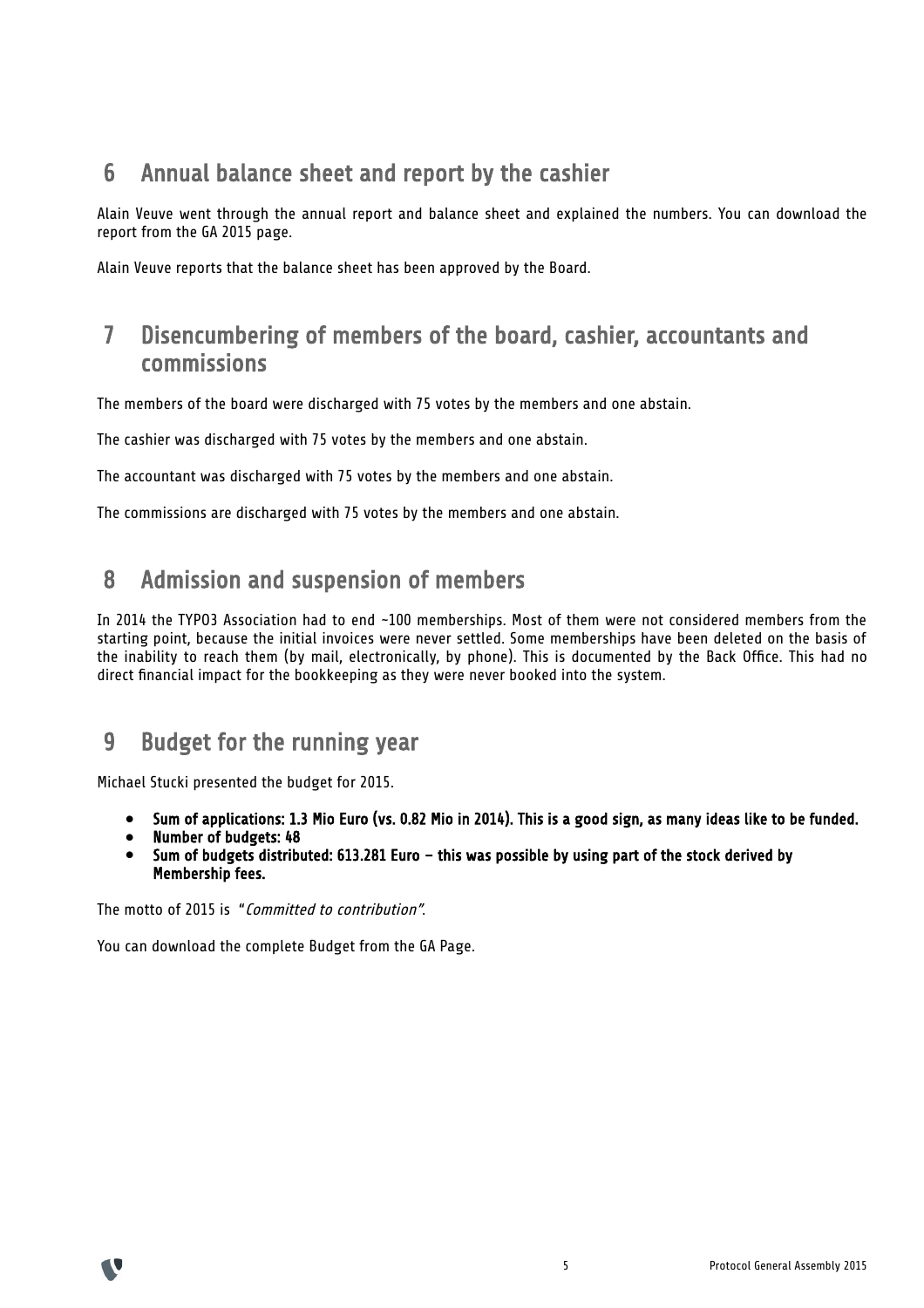## 6 Annual balance sheet and report by the cashier

Alain Veuve went through the annual report and balance sheet and explained the numbers. You can download the report from the GA 2015 page.

Alain Veuve reports that the balance sheet has been approved by the Board.

## 7 Disencumbering of members of the board, cashier, accountants and commissions

The members of the board were discharged with 75 votes by the members and one abstain.

The cashier was discharged with 75 votes by the members and one abstain.

The accountant was discharged with 75 votes by the members and one abstain.

The commissions are discharged with 75 votes by the members and one abstain.

## 8 Admission and suspension of members

In 2014 the TYPO3 Association had to end ~100 memberships. Most of them were not considered members from the starting point, because the initial invoices were never settled. Some memberships have been deleted on the basis of the inability to reach them (by mail, electronically, by phone). This is documented by the Back Office. This had no direct financial impact for the bookkeeping as they were never booked into the system.

## 9 Budget for the running year

Michael Stucki presented the budget for 2015.

- **Sum of applications: 1.3 Mio Euro (vs. 0.82 Mio in 2014). This is a good sign, as many ideas like to be funded.**
- **Number of budgets: 48**
- **Sum of budgets distributed: 613.281 Euro – this was possible by using part of the stock derived by Membership fees.**

The motto of 2015 is "*Committed to contribution*".

You can download the complete Budget from the GA Page.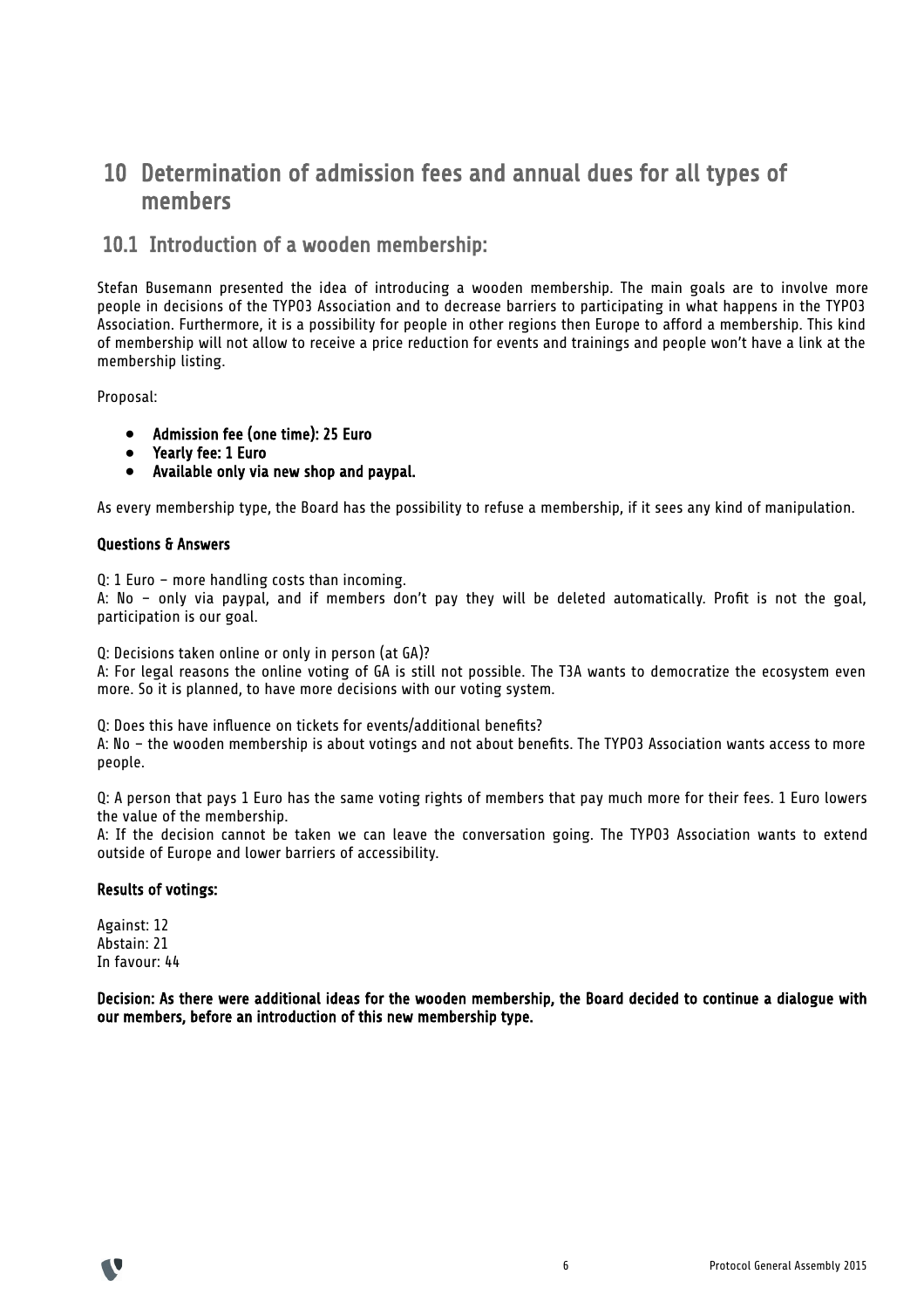# 10 Determination of admission fees and annual dues for all types of members

## 10.1 Introduction of a wooden membership:

Stefan Busemann presented the idea of introducing a wooden membership. The main goals are to involve more people in decisions of the TYPO3 Association and to decrease barriers to participating in what happens in the TYPO3 Association. Furthermore, it is a possibility for people in other regions then Europe to afford a membership. This kind of membership will not allow to receive a price reduction for events and trainings and people won't have a link at the membership listing.

Proposal:

- **Admission fee (one time): 25 Euro**
- **Yearly fee: 1 Euro**
- **Available only via new shop and paypal.**

As every membership type, the Board has the possibility to refuse a membership, if it sees any kind of manipulation.

**Questions & Answers**

Q: 1 Euro – more handling costs than incoming.
A: No – only via paypal, and if members don't pay they will be deleted automatically. Profit is not the goal, participation is our goal.

Q: Decisions taken online or only in person (at GA)?
A: For legal reasons the online voting of GA is still not possible. The T3A wants to democratize the ecosystem even more. So it is planned, to have more decisions with our voting system.

Q: Does this have influence on tickets for events/additional benefits?
A: No – the wooden membership is about votings and not about benefits. The TYPO3 Association wants access to more people.

Q: A person that pays 1 Euro has the same voting rights of members that pay much more for their fees. 1 Euro lowers the value of the membership.
A: If the decision cannot be taken we can leave the conversation going. The TYPO3 Association wants to extend outside of Europe and lower barriers of accessibility.

**Results of votings:**

Against: 12
Abstain: 21
In favour: 44

**Decision: As there were additional ideas for the wooden membership, the Board decided to continue a dialogue with our members, before an introduction of this new membership type.**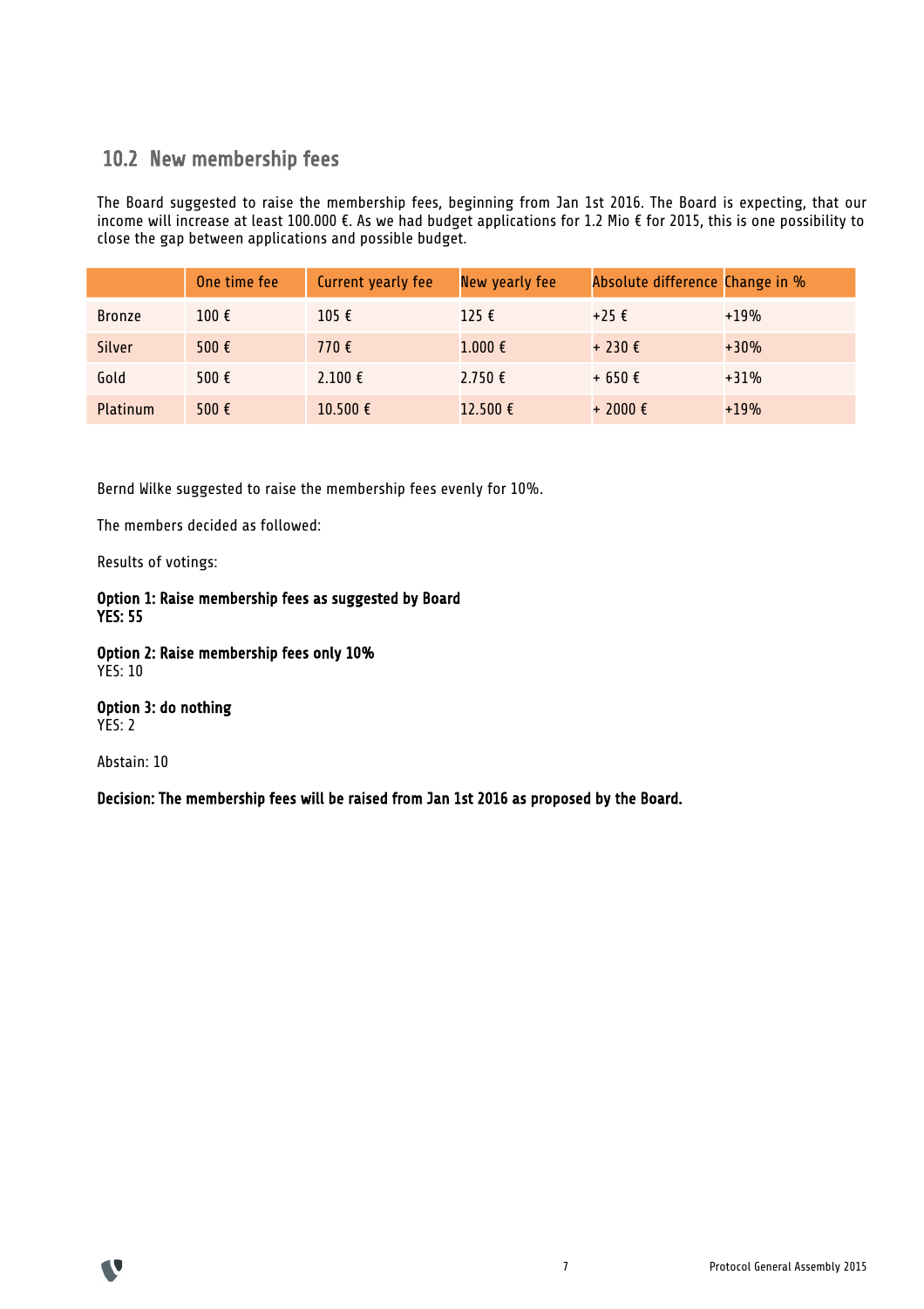## 10.2 New membership fees

The Board suggested to raise the membership fees, beginning from Jan 1st 2016. The Board is expecting, that our income will increase at least 100.000 €. As we had budget applications for 1.2 Mio € for 2015, this is one possibility to close the gap between applications and possible budget.

| | One time fee | Current yearly fee | New yearly fee | Absolute difference | Change in % |
|---|---|---|---|---|---|
| Bronze | 100 € | 105 € | 125 € | +25 € | +19% |
| Silver | 500 € | 770 € | 1.000 € | + 230 € | +30% |
| Gold | 500 € | 2.100 € | 2.750 € | + 650 € | +31% |
| Platinum | 500 € | 10.500 € | 12.500 € | + 2000 € | +19% |

Bernd Wilke suggested to raise the membership fees evenly for 10%.

The members decided as followed:

Results of votings:

**Option 1: Raise membership fees as suggested by Board**
**YES: 55**

**Option 2: Raise membership fees only 10%**
YES: 10

**Option 3: do nothing**
YES: 2

Abstain: 10

**Decision: The membership fees will be raised from Jan 1st 2016 as proposed by the Board.**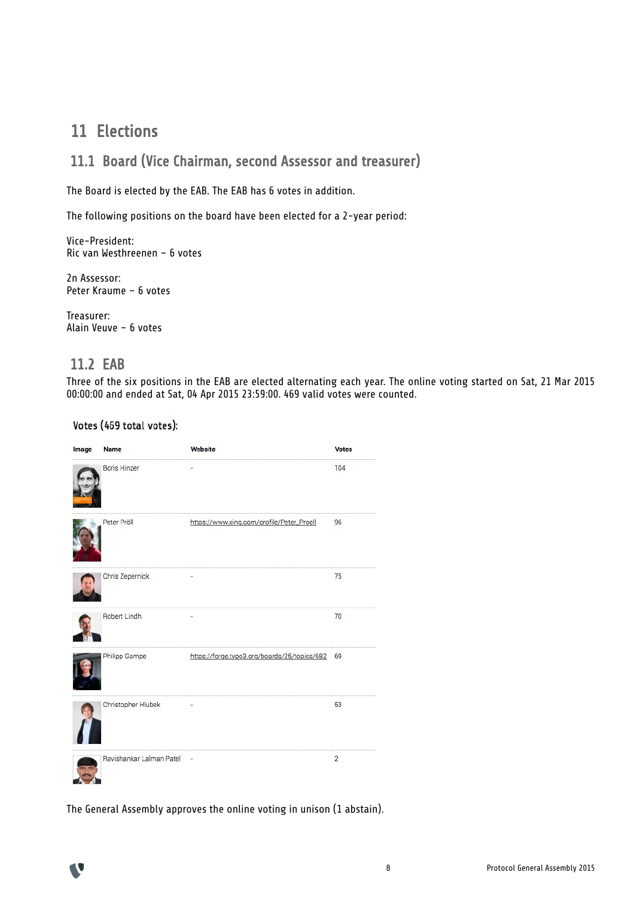# 11 Elections

## 11.1 Board (Vice Chairman, second Assessor and treasurer)

The Board is elected by the EAB. The EAB has 6 votes in addition.

The following positions on the board have been elected for a 2-year period:

Vice-President:
Ric van Westhreenen – 6 votes

2n Assessor:
Peter Kraume – 6 votes

Treasurer:
Alain Veuve – 6 votes

## 11.2 EAB

Three of the six positions in the EAB are elected alternating each year. The online voting started on Sat, 21 Mar 2015 00:00:00 and ended at Sat, 04 Apr 2015 23:59:00. 469 valid votes were counted.

### Votes (469 total votes):

| Image | Name | Website | Votes |
|---|---|---|---|
| | Boris Hinzer | - | 104 |
| | Peter Pröll | https://www.xing.com/profile/Peter_Proell | 96 |
| | Chris Zepernick | - | 75 |
| | Robert Lindh | - | 70 |
| | Philipp Gampe | https://forge.typo3.org/boards/25/topics/682 | 69 |
| | Christopher Hlubek | - | 53 |
| | Ravishankar Lalman Patel | - | 2 |

The General Assembly approves the online voting in unison (1 abstain).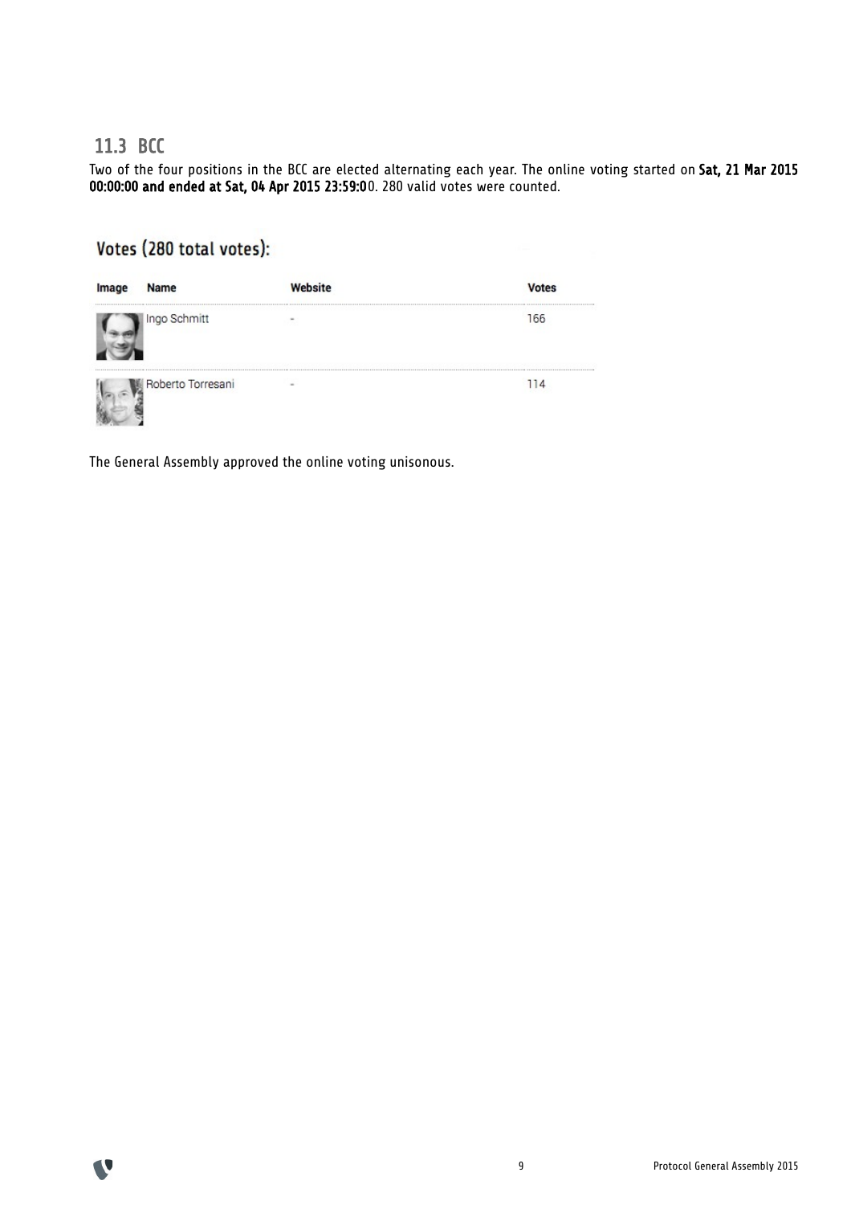## 11.3 BCC

Two of the four positions in the BCC are elected alternating each year. The online voting started on **Sat, 21 Mar 2015 00:00:00 and ended at Sat, 04 Apr 2015 23:59:0**0. 280 valid votes were counted.

### Votes (280 total votes):

| Image | Name | Website | Votes |
|---|---|---|---|
| | Ingo Schmitt | - | 166 |
| | Roberto Torresani | - | 114 |

The General Assembly approved the online voting unisonous.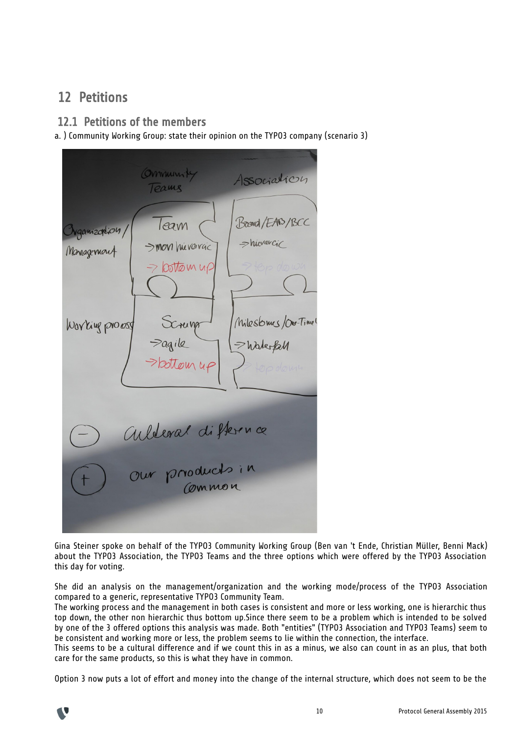# 12 Petitions

## 12.1 Petitions of the members

a. ) Community Working Group: state their opinion on the TYPO3 company (scenario 3)

Gina Steiner spoke on behalf of the TYPO3 Community Working Group (Ben van 't Ende, Christian Müller, Benni Mack) about the TYPO3 Association, the TYPO3 Teams and the three options which were offered by the TYPO3 Association this day for voting.

She did an analysis on the management/organization and the working mode/process of the TYPO3 Association compared to a generic, representative TYPO3 Community Team.

The working process and the management in both cases is consistent and more or less working, one is hierarchic thus top down, the other non hierarchic thus bottom up.Since there seem to be a problem which is intended to be solved by one of the 3 offered options this analysis was made. Both "entities" (TYPO3 Association and TYPO3 Teams) seem to be consistent and working more or less, the problem seems to lie within the connection, the interface.

This seems to be a cultural difference and if we count this in as a minus, we also can count in as an plus, that both care for the same products, so this is what they have in common.

Option 3 now puts a lot of effort and money into the change of the internal structure, which does not seem to be the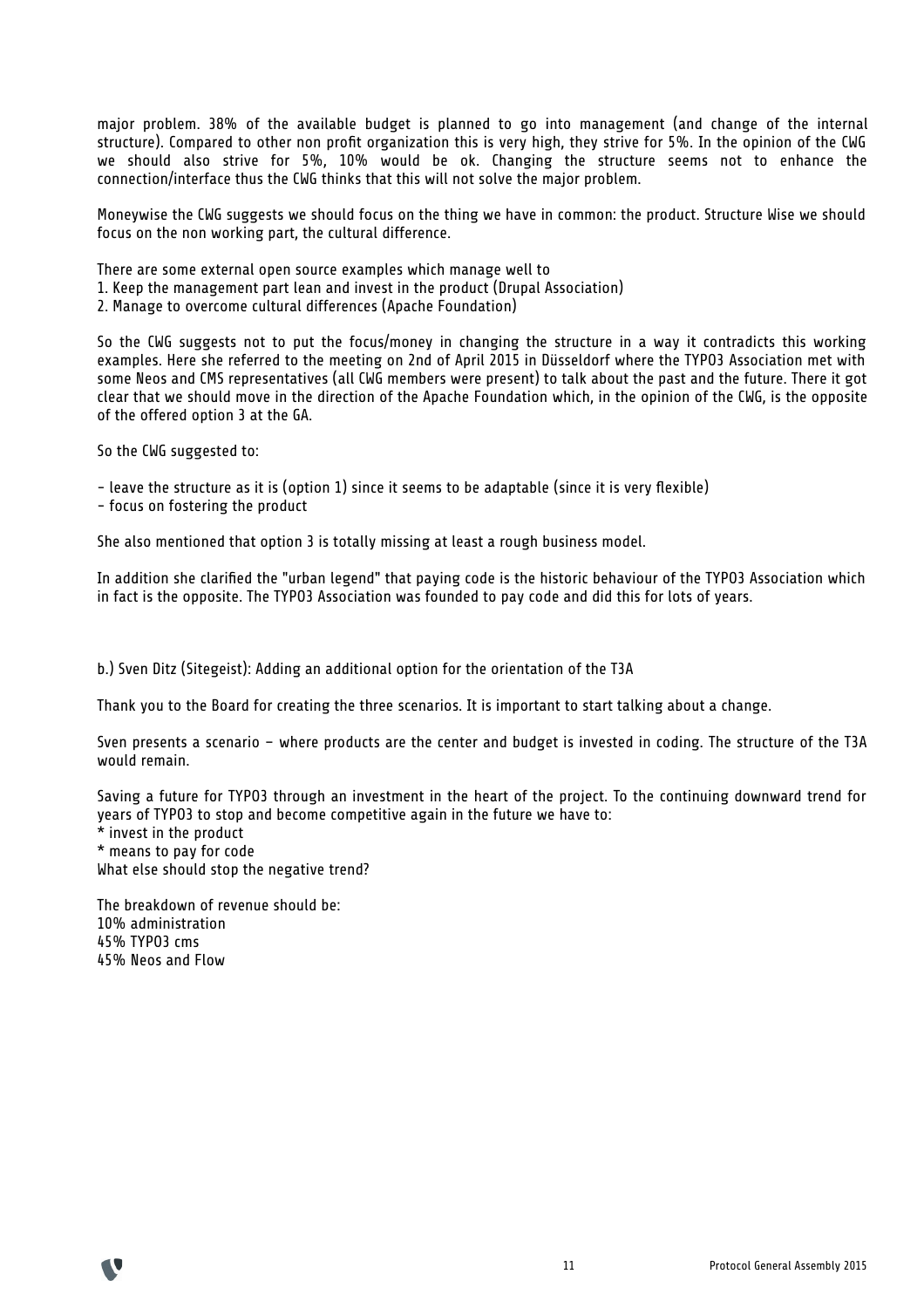major problem. 38% of the available budget is planned to go into management (and change of the internal structure). Compared to other non profit organization this is very high, they strive for 5%. In the opinion of the CWG we should also strive for 5%, 10% would be ok. Changing the structure seems not to enhance the connection/interface thus the CWG thinks that this will not solve the major problem.

Moneywise the CWG suggests we should focus on the thing we have in common: the product. Structure Wise we should focus on the non working part, the cultural difference.

There are some external open source examples which manage well to
1. Keep the management part lean and invest in the product (Drupal Association)
2. Manage to overcome cultural differences (Apache Foundation)

So the CWG suggests not to put the focus/money in changing the structure in a way it contradicts this working examples. Here she referred to the meeting on 2nd of April 2015 in Düsseldorf where the TYPO3 Association met with some Neos and CMS representatives (all CWG members were present) to talk about the past and the future. There it got clear that we should move in the direction of the Apache Foundation which, in the opinion of the CWG, is the opposite of the offered option 3 at the GA.

So the CWG suggested to:

- leave the structure as it is (option 1) since it seems to be adaptable (since it is very flexible)
- focus on fostering the product

She also mentioned that option 3 is totally missing at least a rough business model.

In addition she clarified the "urban legend" that paying code is the historic behaviour of the TYPO3 Association which in fact is the opposite. The TYPO3 Association was founded to pay code and did this for lots of years.

b.) Sven Ditz (Sitegeist): Adding an additional option for the orientation of the T3A

Thank you to the Board for creating the three scenarios. It is important to start talking about a change.

Sven presents a scenario – where products are the center and budget is invested in coding. The structure of the T3A would remain.

Saving a future for TYPO3 through an investment in the heart of the project. To the continuing downward trend for years of TYPO3 to stop and become competitive again in the future we have to:
* invest in the product
* means to pay for code
What else should stop the negative trend?

The breakdown of revenue should be:
10% administration
45% TYPO3 cms
45% Neos and Flow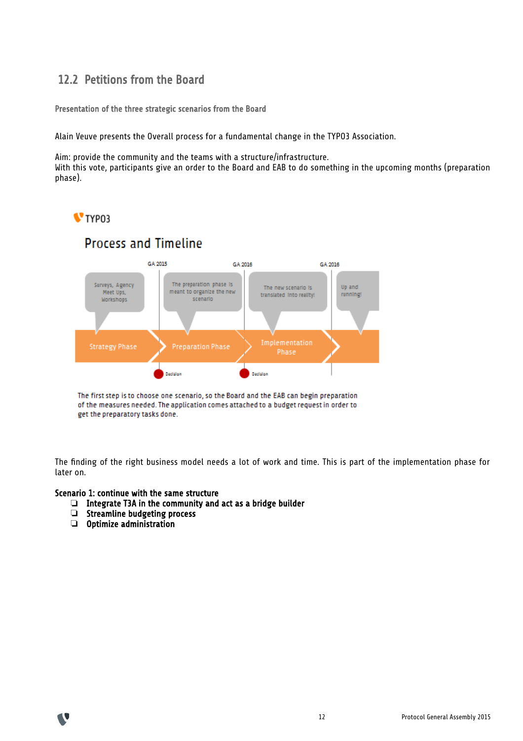## 12.2 Petitions from the Board

### Presentation of the three strategic scenarios from the Board

Alain Veuve presents the Overall process for a fundamental change in the TYPO3 Association.

Aim: provide the community and the teams with a structure/infrastructure.
With this vote, participants give an order to the Board and EAB to do something in the upcoming months (preparation phase).

TYPO3

Process and Timeline

GA 2015 — GA 2016 — GA 2016

Surveys, Agency Meet Ups, Workshops — The preparation phase is meant to organize the new scenario — The new scenario is translated into reality! — Up and running!

Strategy Phase → Preparation Phase → Implementation Phase →

Decision — Decision

The first step is to choose one scenario, so the Board and the EAB can begin preparation of the measures needed. The application comes attached to a budget request in order to get the preparatory tasks done.

The finding of the right business model needs a lot of work and time. This is part of the implementation phase for later on.

**Scenario 1: continue with the same structure**

- **Integrate T3A in the community and act as a bridge builder**
- **Streamline budgeting process**
- **Optimize administration**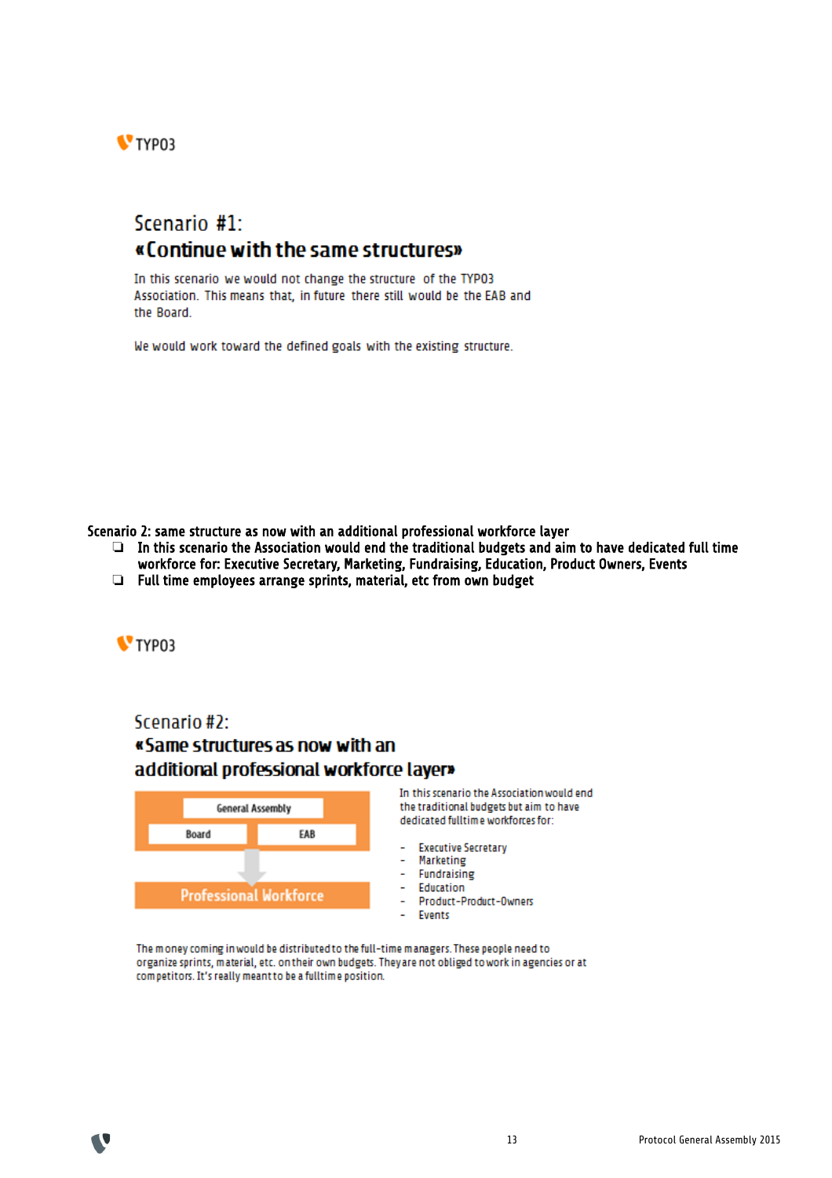TYPO3

## Scenario #1:
## «Continue with the same structures»

In this scenario we would not change the structure of the TYPO3 Association. This means that, in future there still would be the EAB and the Board.

We would work toward the defined goals with the existing structure.

Scenario 2: same structure as now with an additional professional workforce layer

- In this scenario the Association would end the traditional budgets and aim to have dedicated full time workforce for: Executive Secretary, Marketing, Fundraising, Education, Product Owners, Events
- Full time employees arrange sprints, material, etc from own budget

TYPO3

## Scenario #2:
## «Same structures as now with an additional professional workforce layer»

General Assembly

Board | EAB

Professional Workforce

In this scenario the Association would end the traditional budgets but aim to have dedicated fulltime workforces for:

- Executive Secretary
- Marketing
- Fundraising
- Education
- Product-Product-Owners
- Events

The money coming in would be distributed to the full-time managers. These people need to organize sprints, material, etc. on their own budgets. They are not obliged to work in agencies or at competitors. It's really meant to be a fulltime position.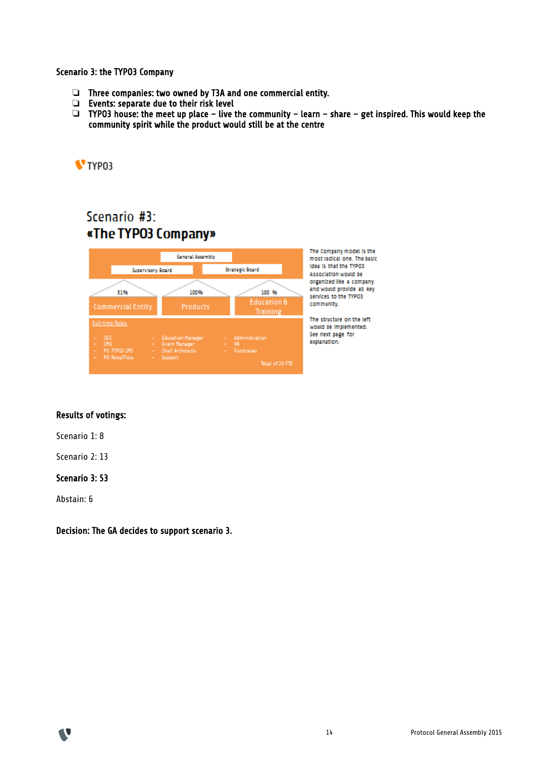Scenario 3: the TYPO3 Company

- Three companies: two owned by T3A and one commercial entity.
- Events: separate due to their risk level
- TYPO3 house: the meet up place – live the community – learn – share – get inspired. This would keep the community spirit while the product would still be at the centre

TYPO3

Scenario #3:
**«The TYPO3 Company»**

General Assembly

Supervisory Board | Strategic Board

51% Commercial Entity | 100% Products | 100 % Education & Training

Full-time Roles:

- CEO
- CMO
- PO TYPO3 CMS
- PO Neos/Flow
- Education Manager
- Event Manager
- Chief Architects
- Support
- Administration
- HR
- Fundraiser

Total of 20 FTE

The Company model is the most radical one. The basic idea is that the TYPO3 Association would be organized like a company and would provide all key services to the TYPO3 community.

The structure on the left would be implemented. See next page for explanation.

**Results of votings:**

Scenario 1: 8

Scenario 2: 13

**Scenario 3: 53**

Abstain: 6

**Decision: The GA decides to support scenario 3.**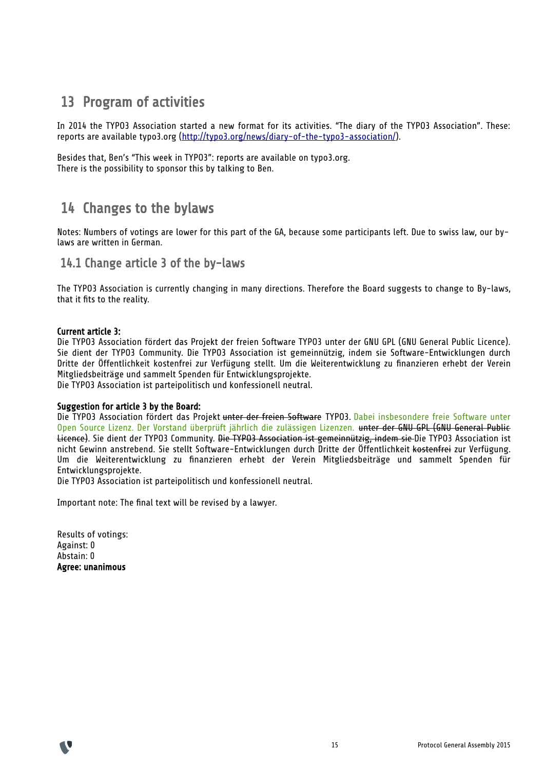# 13 Program of activities

In 2014 the TYPO3 Association started a new format for its activities. "The diary of the TYPO3 Association". These: reports are available typo3.org (http://typo3.org/news/diary-of-the-typo3-association/).

Besides that, Ben's "This week in TYPO3": reports are available on typo3.org.
There is the possibility to sponsor this by talking to Ben.

# 14 Changes to the bylaws

Notes: Numbers of votings are lower for this part of the GA, because some participants left. Due to swiss law, our by-laws are written in German.

## 14.1 Change article 3 of the by-laws

The TYPO3 Association is currently changing in many directions. Therefore the Board suggests to change to By-laws, that it fits to the reality.

**Current article 3:**
Die TYPO3 Association fördert das Projekt der freien Software TYPO3 unter der GNU GPL (GNU General Public Licence). Sie dient der TYPO3 Community. Die TYPO3 Association ist gemeinnützig, indem sie Software-Entwicklungen durch Dritte der Öffentlichkeit kostenfrei zur Verfügung stellt. Um die Weiterentwicklung zu finanzieren erhebt der Verein Mitgliedsbeiträge und sammelt Spenden für Entwicklungsprojekte.
Die TYPO3 Association ist parteipolitisch und konfessionell neutral.

**Suggestion for article 3 by the Board:**
Die TYPO3 Association fördert das Projekt ~~unter der freien Software~~ TYPO3. Dabei insbesondere freie Software unter Open Source Lizenz. Der Vorstand überprüft jährlich die zulässigen Lizenzen. ~~unter der GNU GPL (GNU General Public Licence~~). Sie dient der TYPO3 Community. ~~Die TYPO3 Association ist gemeinnützig, indem sie~~ Die TYPO3 Association ist nicht Gewinn anstrebend. Sie stellt Software-Entwicklungen durch Dritte der Öffentlichkeit ~~kostenfrei~~ zur Verfügung. Um die Weiterentwicklung zu finanzieren erhebt der Verein Mitgliedsbeiträge und sammelt Spenden für Entwicklungsprojekte.
Die TYPO3 Association ist parteipolitisch und konfessionell neutral.

Important note: The final text will be revised by a lawyer.

Results of votings:
Against: 0
Abstain: 0
**Agree: unanimous**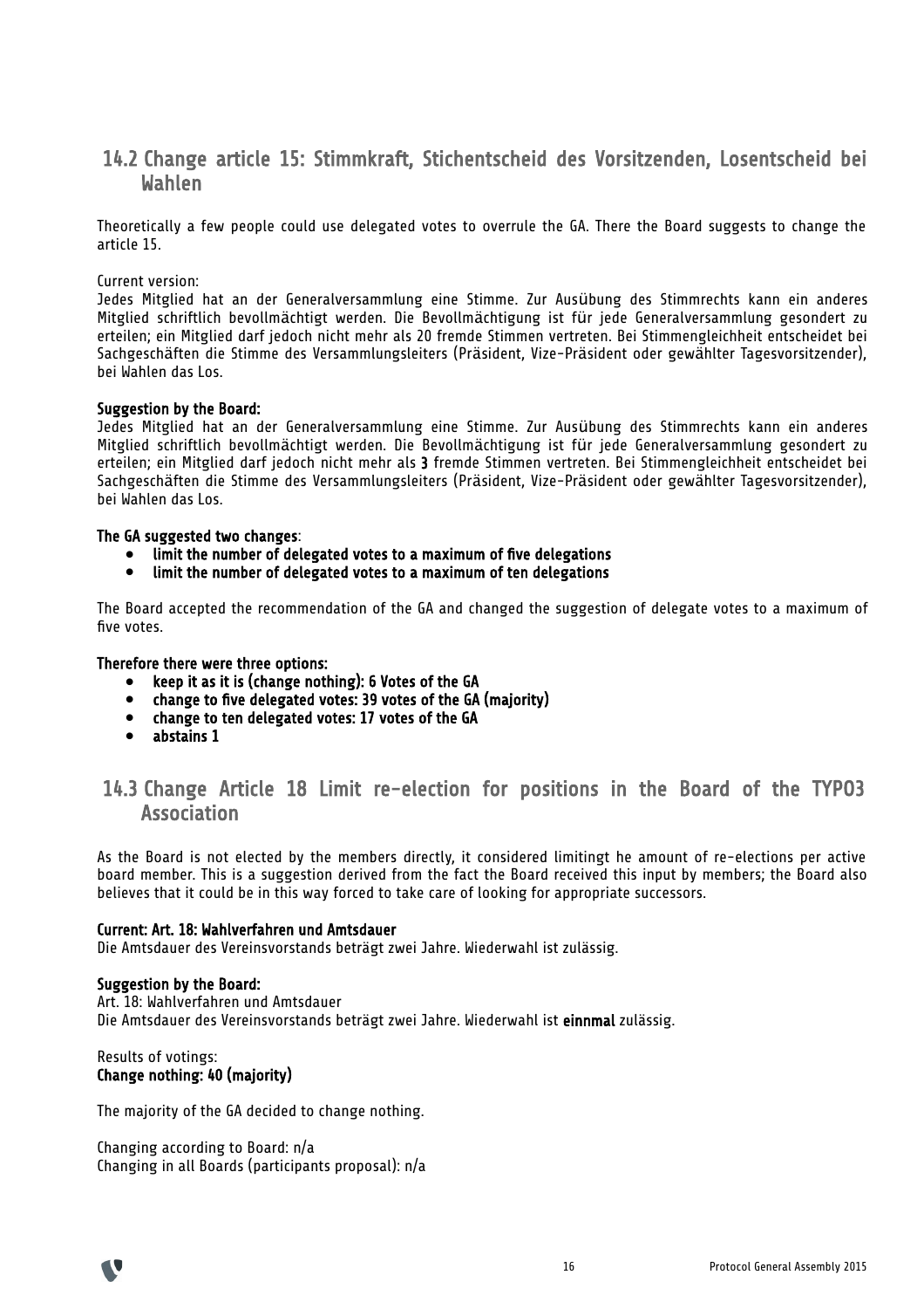## 14.2 Change article 15: Stimmkraft, Stichentscheid des Vorsitzenden, Losentscheid bei Wahlen

Theoretically a few people could use delegated votes to overrule the GA. There the Board suggests to change the article 15.

Current version:
Jedes Mitglied hat an der Generalversammlung eine Stimme. Zur Ausübung des Stimmrechts kann ein anderes Mitglied schriftlich bevollmächtigt werden. Die Bevollmächtigung ist für jede Generalversammlung gesondert zu erteilen; ein Mitglied darf jedoch nicht mehr als 20 fremde Stimmen vertreten. Bei Stimmengleichheit entscheidet bei Sachgeschäften die Stimme des Versammlungsleiters (Präsident, Vize-Präsident oder gewählter Tagesvorsitzender), bei Wahlen das Los.

**Suggestion by the Board:**
Jedes Mitglied hat an der Generalversammlung eine Stimme. Zur Ausübung des Stimmrechts kann ein anderes Mitglied schriftlich bevollmächtigt werden. Die Bevollmächtigung ist für jede Generalversammlung gesondert zu erteilen; ein Mitglied darf jedoch nicht mehr als **3** fremde Stimmen vertreten. Bei Stimmengleichheit entscheidet bei Sachgeschäften die Stimme des Versammlungsleiters (Präsident, Vize-Präsident oder gewählter Tagesvorsitzender), bei Wahlen das Los.

**The GA suggested two changes**:

- **limit the number of delegated votes to a maximum of five delegations**
- **limit the number of delegated votes to a maximum of ten delegations**

The Board accepted the recommendation of the GA and changed the suggestion of delegate votes to a maximum of five votes.

**Therefore there were three options:**

- **keep it as it is (change nothing): 6 Votes of the GA**
- **change to five delegated votes: 39 votes of the GA (majority)**
- **change to ten delegated votes: 17 votes of the GA**
- **abstains 1**

## 14.3 Change Article 18 Limit re-election for positions in the Board of the TYPO3 Association

As the Board is not elected by the members directly, it considered limitingt he amount of re-elections per active board member. This is a suggestion derived from the fact the Board received this input by members; the Board also believes that it could be in this way forced to take care of looking for appropriate successors.

**Current: Art. 18: Wahlverfahren und Amtsdauer**
Die Amtsdauer des Vereinsvorstands beträgt zwei Jahre. Wiederwahl ist zulässig.

**Suggestion by the Board:**
Art. 18: Wahlverfahren und Amtsdauer
Die Amtsdauer des Vereinsvorstands beträgt zwei Jahre. Wiederwahl ist **einnmal** zulässig.

Results of votings:
**Change nothing: 40 (majority)**

The majority of the GA decided to change nothing.

Changing according to Board: n/a
Changing in all Boards (participants proposal): n/a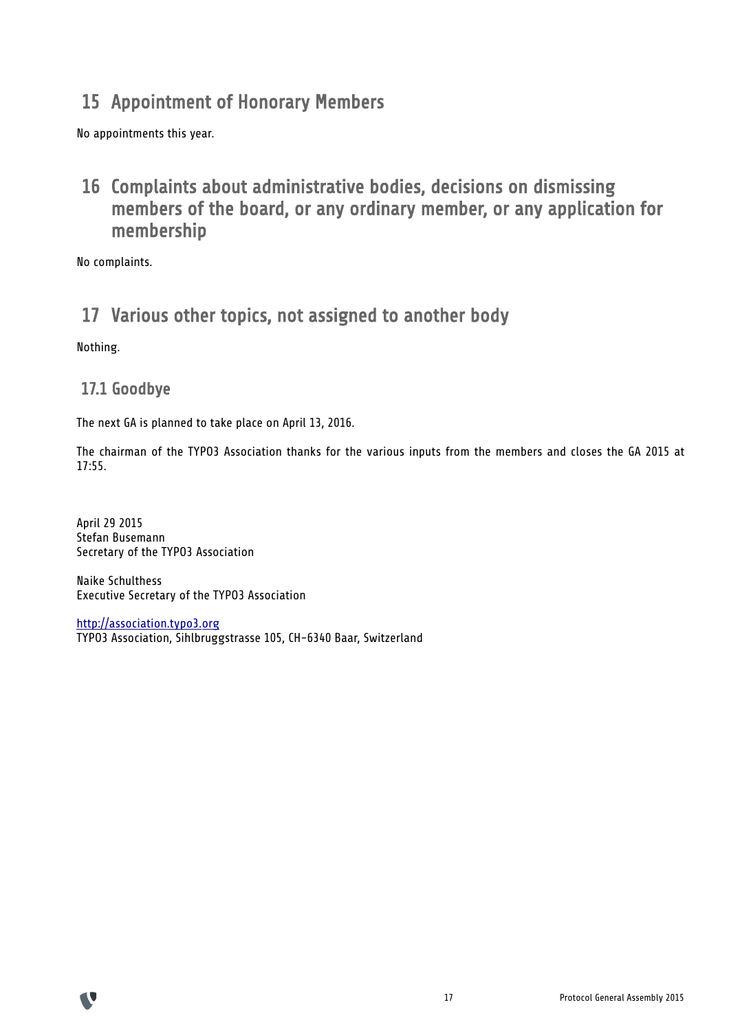# 15 Appointment of Honorary Members

No appointments this year.

# 16 Complaints about administrative bodies, decisions on dismissing members of the board, or any ordinary member, or any application for membership

No complaints.

# 17 Various other topics, not assigned to another body

Nothing.

## 17.1 Goodbye

The next GA is planned to take place on April 13, 2016.

The chairman of the TYPO3 Association thanks for the various inputs from the members and closes the GA 2015 at 17:55.

April 29 2015
Stefan Busemann
Secretary of the TYPO3 Association

Naike Schulthess
Executive Secretary of the TYPO3 Association

http://association.typo3.org
TYPO3 Association, Sihlbruggstrasse 105, CH-6340 Baar, Switzerland